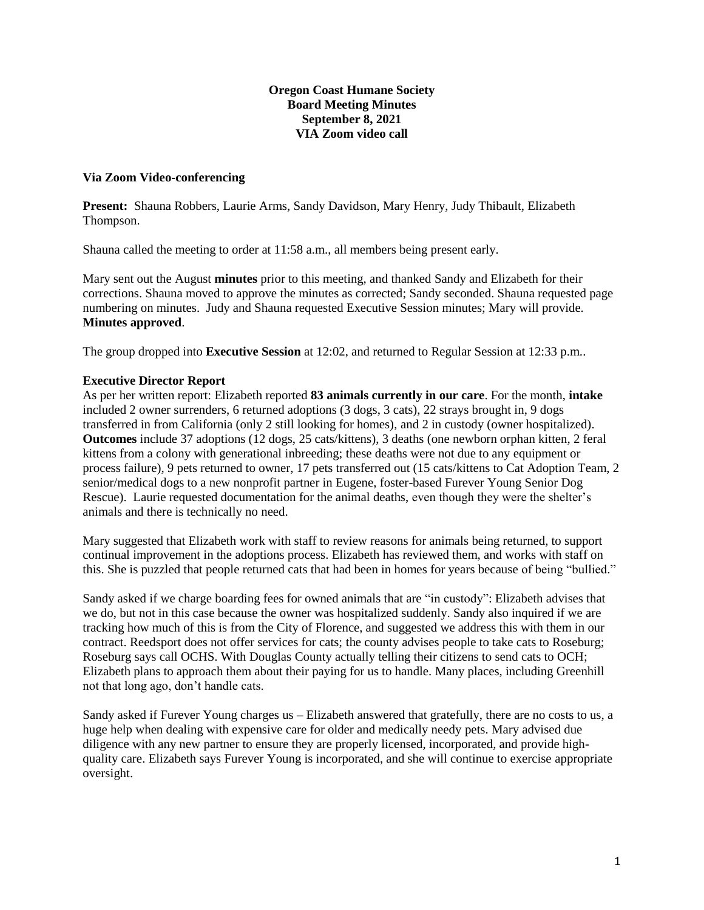**Oregon Coast Humane Society**
**Board Meeting Minutes**
**September 8, 2021**
**VIA Zoom video call**

**Via Zoom Video-conferencing**

**Present:** Shauna Robbers, Laurie Arms, Sandy Davidson, Mary Henry, Judy Thibault, Elizabeth Thompson.

Shauna called the meeting to order at 11:58 a.m., all members being present early.

Mary sent out the August **minutes** prior to this meeting, and thanked Sandy and Elizabeth for their corrections. Shauna moved to approve the minutes as corrected; Sandy seconded. Shauna requested page numbering on minutes. Judy and Shauna requested Executive Session minutes; Mary will provide. **Minutes approved**.

The group dropped into **Executive Session** at 12:02, and returned to Regular Session at 12:33 p.m..

**Executive Director Report**

As per her written report: Elizabeth reported **83 animals currently in our care**. For the month, **intake** included 2 owner surrenders, 6 returned adoptions (3 dogs, 3 cats), 22 strays brought in, 9 dogs transferred in from California (only 2 still looking for homes), and 2 in custody (owner hospitalized). **Outcomes** include 37 adoptions (12 dogs, 25 cats/kittens), 3 deaths (one newborn orphan kitten, 2 feral kittens from a colony with generational inbreeding; these deaths were not due to any equipment or process failure), 9 pets returned to owner, 17 pets transferred out (15 cats/kittens to Cat Adoption Team, 2 senior/medical dogs to a new nonprofit partner in Eugene, foster-based Furever Young Senior Dog Rescue). Laurie requested documentation for the animal deaths, even though they were the shelter's animals and there is technically no need.

Mary suggested that Elizabeth work with staff to review reasons for animals being returned, to support continual improvement in the adoptions process. Elizabeth has reviewed them, and works with staff on this. She is puzzled that people returned cats that had been in homes for years because of being "bullied."

Sandy asked if we charge boarding fees for owned animals that are "in custody": Elizabeth advises that we do, but not in this case because the owner was hospitalized suddenly. Sandy also inquired if we are tracking how much of this is from the City of Florence, and suggested we address this with them in our contract. Reedsport does not offer services for cats; the county advises people to take cats to Roseburg; Roseburg says call OCHS. With Douglas County actually telling their citizens to send cats to OCH; Elizabeth plans to approach them about their paying for us to handle. Many places, including Greenhill not that long ago, don't handle cats.

Sandy asked if Furever Young charges us – Elizabeth answered that gratefully, there are no costs to us, a huge help when dealing with expensive care for older and medically needy pets. Mary advised due diligence with any new partner to ensure they are properly licensed, incorporated, and provide high-quality care. Elizabeth says Furever Young is incorporated, and she will continue to exercise appropriate oversight.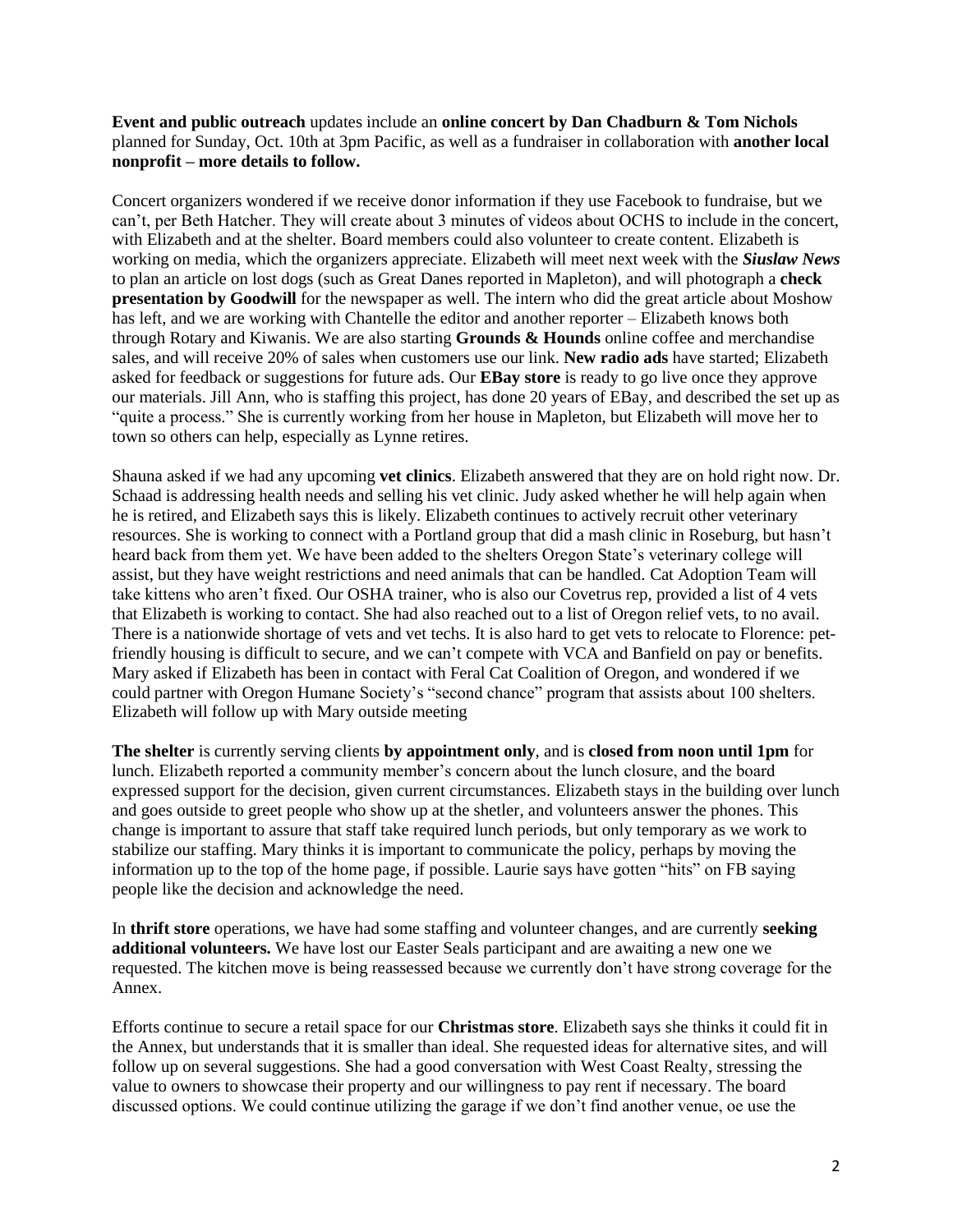**Event and public outreach** updates include an **online concert by Dan Chadburn & Tom Nichols** planned for Sunday, Oct. 10th at 3pm Pacific, as well as a fundraiser in collaboration with **another local nonprofit – more details to follow.**

Concert organizers wondered if we receive donor information if they use Facebook to fundraise, but we can't, per Beth Hatcher. They will create about 3 minutes of videos about OCHS to include in the concert, with Elizabeth and at the shelter. Board members could also volunteer to create content. Elizabeth is working on media, which the organizers appreciate. Elizabeth will meet next week with the ***Siuslaw News*** to plan an article on lost dogs (such as Great Danes reported in Mapleton), and will photograph a **check presentation by Goodwill** for the newspaper as well. The intern who did the great article about Moshow has left, and we are working with Chantelle the editor and another reporter – Elizabeth knows both through Rotary and Kiwanis. We are also starting **Grounds & Hounds** online coffee and merchandise sales, and will receive 20% of sales when customers use our link. **New radio ads** have started; Elizabeth asked for feedback or suggestions for future ads. Our **EBay store** is ready to go live once they approve our materials. Jill Ann, who is staffing this project, has done 20 years of EBay, and described the set up as "quite a process." She is currently working from her house in Mapleton, but Elizabeth will move her to town so others can help, especially as Lynne retires.

Shauna asked if we had any upcoming **vet clinics**. Elizabeth answered that they are on hold right now. Dr. Schaad is addressing health needs and selling his vet clinic. Judy asked whether he will help again when he is retired, and Elizabeth says this is likely. Elizabeth continues to actively recruit other veterinary resources. She is working to connect with a Portland group that did a mash clinic in Roseburg, but hasn't heard back from them yet. We have been added to the shelters Oregon State's veterinary college will assist, but they have weight restrictions and need animals that can be handled. Cat Adoption Team will take kittens who aren't fixed. Our OSHA trainer, who is also our Covetrus rep, provided a list of 4 vets that Elizabeth is working to contact. She had also reached out to a list of Oregon relief vets, to no avail. There is a nationwide shortage of vets and vet techs. It is also hard to get vets to relocate to Florence: pet-friendly housing is difficult to secure, and we can't compete with VCA and Banfield on pay or benefits. Mary asked if Elizabeth has been in contact with Feral Cat Coalition of Oregon, and wondered if we could partner with Oregon Humane Society's "second chance" program that assists about 100 shelters. Elizabeth will follow up with Mary outside meeting

**The shelter** is currently serving clients **by appointment only**, and is **closed from noon until 1pm** for lunch. Elizabeth reported a community member's concern about the lunch closure, and the board expressed support for the decision, given current circumstances. Elizabeth stays in the building over lunch and goes outside to greet people who show up at the shetler, and volunteers answer the phones. This change is important to assure that staff take required lunch periods, but only temporary as we work to stabilize our staffing. Mary thinks it is important to communicate the policy, perhaps by moving the information up to the top of the home page, if possible. Laurie says have gotten "hits" on FB saying people like the decision and acknowledge the need.

In **thrift store** operations, we have had some staffing and volunteer changes, and are currently **seeking additional volunteers.** We have lost our Easter Seals participant and are awaiting a new one we requested. The kitchen move is being reassessed because we currently don't have strong coverage for the Annex.

Efforts continue to secure a retail space for our **Christmas store**. Elizabeth says she thinks it could fit in the Annex, but understands that it is smaller than ideal. She requested ideas for alternative sites, and will follow up on several suggestions. She had a good conversation with West Coast Realty, stressing the value to owners to showcase their property and our willingness to pay rent if necessary. The board discussed options. We could continue utilizing the garage if we don't find another venue, oe use the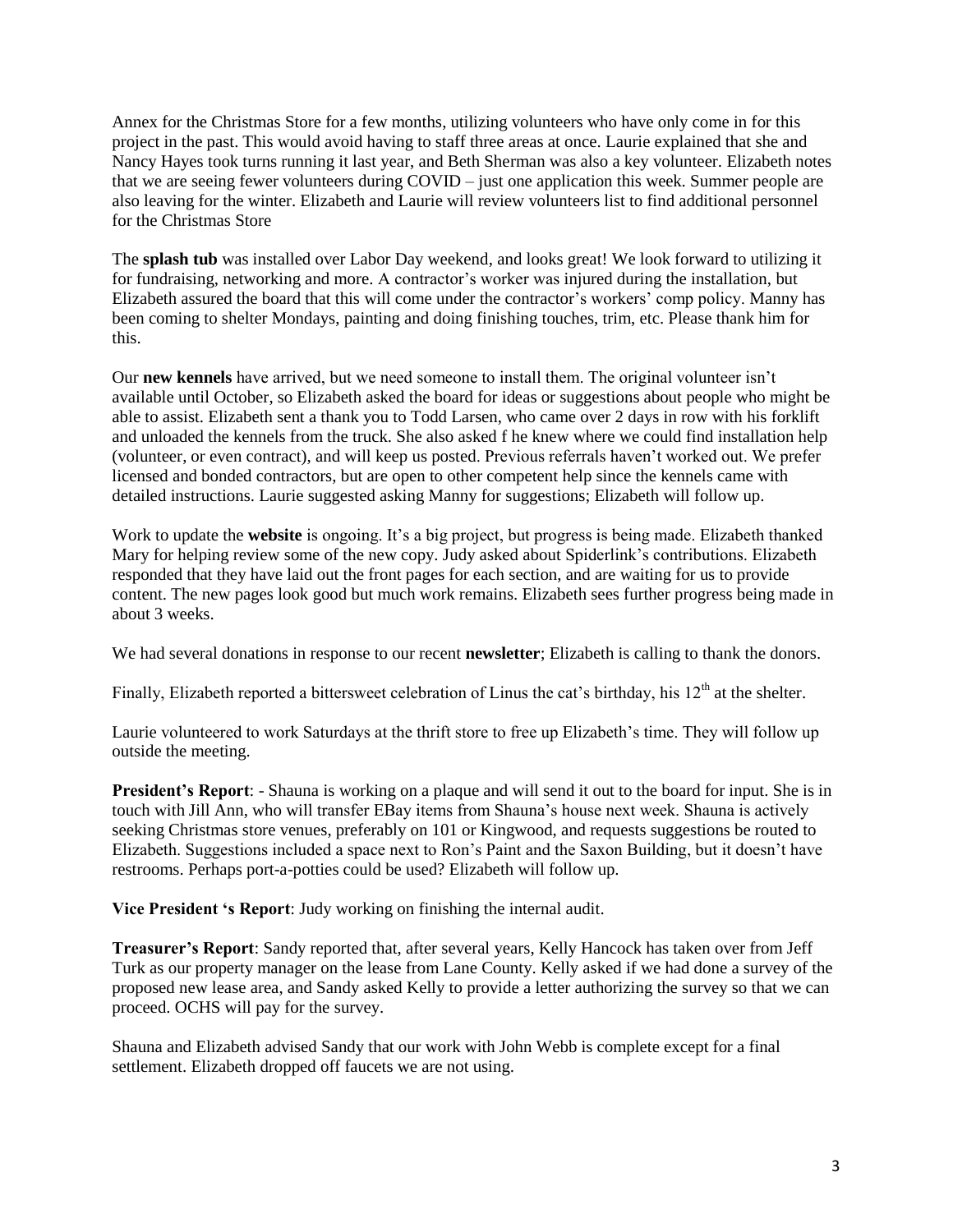Annex for the Christmas Store for a few months, utilizing volunteers who have only come in for this project in the past. This would avoid having to staff three areas at once. Laurie explained that she and Nancy Hayes took turns running it last year, and Beth Sherman was also a key volunteer. Elizabeth notes that we are seeing fewer volunteers during COVID – just one application this week. Summer people are also leaving for the winter. Elizabeth and Laurie will review volunteers list to find additional personnel for the Christmas Store

The **splash tub** was installed over Labor Day weekend, and looks great! We look forward to utilizing it for fundraising, networking and more. A contractor's worker was injured during the installation, but Elizabeth assured the board that this will come under the contractor's workers' comp policy. Manny has been coming to shelter Mondays, painting and doing finishing touches, trim, etc. Please thank him for this.

Our **new kennels** have arrived, but we need someone to install them. The original volunteer isn't available until October, so Elizabeth asked the board for ideas or suggestions about people who might be able to assist. Elizabeth sent a thank you to Todd Larsen, who came over 2 days in row with his forklift and unloaded the kennels from the truck. She also asked f he knew where we could find installation help (volunteer, or even contract), and will keep us posted. Previous referrals haven't worked out. We prefer licensed and bonded contractors, but are open to other competent help since the kennels came with detailed instructions. Laurie suggested asking Manny for suggestions; Elizabeth will follow up.

Work to update the **website** is ongoing. It's a big project, but progress is being made. Elizabeth thanked Mary for helping review some of the new copy. Judy asked about Spiderlink's contributions. Elizabeth responded that they have laid out the front pages for each section, and are waiting for us to provide content. The new pages look good but much work remains. Elizabeth sees further progress being made in about 3 weeks.

We had several donations in response to our recent **newsletter**; Elizabeth is calling to thank the donors.

Finally, Elizabeth reported a bittersweet celebration of Linus the cat's birthday, his 12th at the shelter.

Laurie volunteered to work Saturdays at the thrift store to free up Elizabeth's time. They will follow up outside the meeting.

**President's Report**: - Shauna is working on a plaque and will send it out to the board for input. She is in touch with Jill Ann, who will transfer EBay items from Shauna's house next week. Shauna is actively seeking Christmas store venues, preferably on 101 or Kingwood, and requests suggestions be routed to Elizabeth. Suggestions included a space next to Ron's Paint and the Saxon Building, but it doesn't have restrooms. Perhaps port-a-potties could be used? Elizabeth will follow up.

**Vice President 's Report**: Judy working on finishing the internal audit.

**Treasurer's Report**: Sandy reported that, after several years, Kelly Hancock has taken over from Jeff Turk as our property manager on the lease from Lane County. Kelly asked if we had done a survey of the proposed new lease area, and Sandy asked Kelly to provide a letter authorizing the survey so that we can proceed. OCHS will pay for the survey.

Shauna and Elizabeth advised Sandy that our work with John Webb is complete except for a final settlement. Elizabeth dropped off faucets we are not using.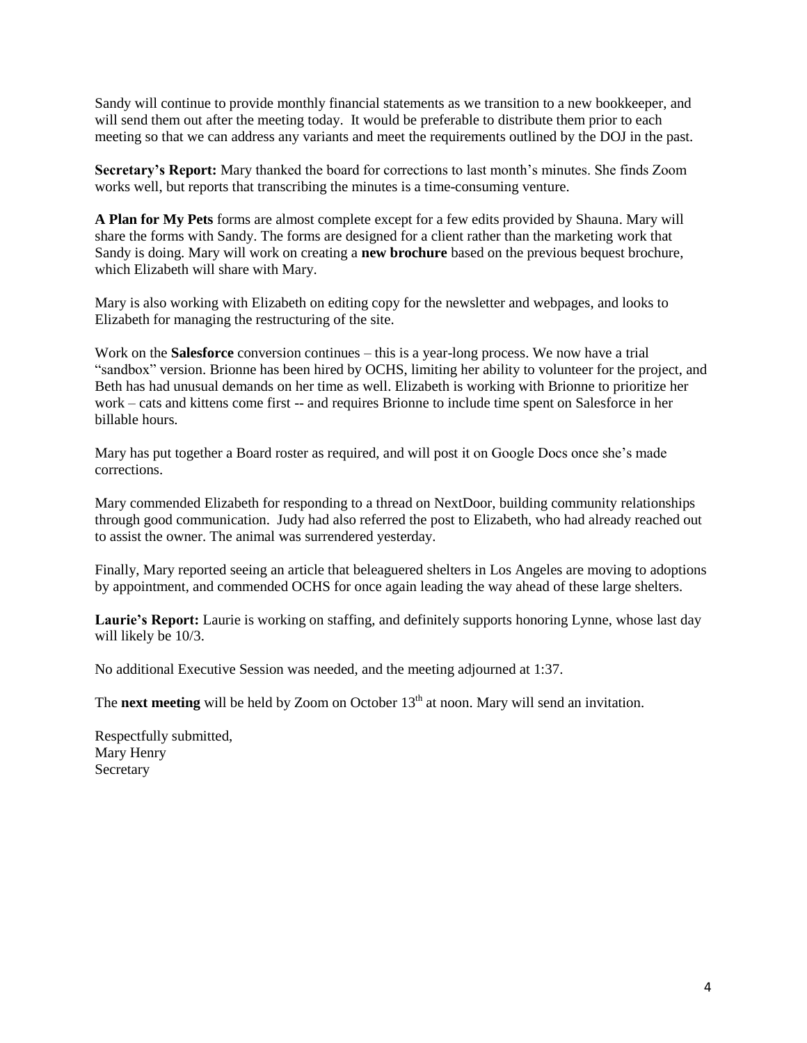Sandy will continue to provide monthly financial statements as we transition to a new bookkeeper, and will send them out after the meeting today. It would be preferable to distribute them prior to each meeting so that we can address any variants and meet the requirements outlined by the DOJ in the past.

**Secretary's Report:** Mary thanked the board for corrections to last month's minutes. She finds Zoom works well, but reports that transcribing the minutes is a time-consuming venture.

**A Plan for My Pets** forms are almost complete except for a few edits provided by Shauna. Mary will share the forms with Sandy. The forms are designed for a client rather than the marketing work that Sandy is doing. Mary will work on creating a **new brochure** based on the previous bequest brochure, which Elizabeth will share with Mary.

Mary is also working with Elizabeth on editing copy for the newsletter and webpages, and looks to Elizabeth for managing the restructuring of the site.

Work on the **Salesforce** conversion continues – this is a year-long process. We now have a trial "sandbox" version. Brionne has been hired by OCHS, limiting her ability to volunteer for the project, and Beth has had unusual demands on her time as well. Elizabeth is working with Brionne to prioritize her work – cats and kittens come first -- and requires Brionne to include time spent on Salesforce in her billable hours.

Mary has put together a Board roster as required, and will post it on Google Docs once she's made corrections.

Mary commended Elizabeth for responding to a thread on NextDoor, building community relationships through good communication. Judy had also referred the post to Elizabeth, who had already reached out to assist the owner. The animal was surrendered yesterday.

Finally, Mary reported seeing an article that beleaguered shelters in Los Angeles are moving to adoptions by appointment, and commended OCHS for once again leading the way ahead of these large shelters.

**Laurie's Report:** Laurie is working on staffing, and definitely supports honoring Lynne, whose last day will likely be 10/3.

No additional Executive Session was needed, and the meeting adjourned at 1:37.

The **next meeting** will be held by Zoom on October 13th at noon. Mary will send an invitation.

Respectfully submitted,
Mary Henry
Secretary